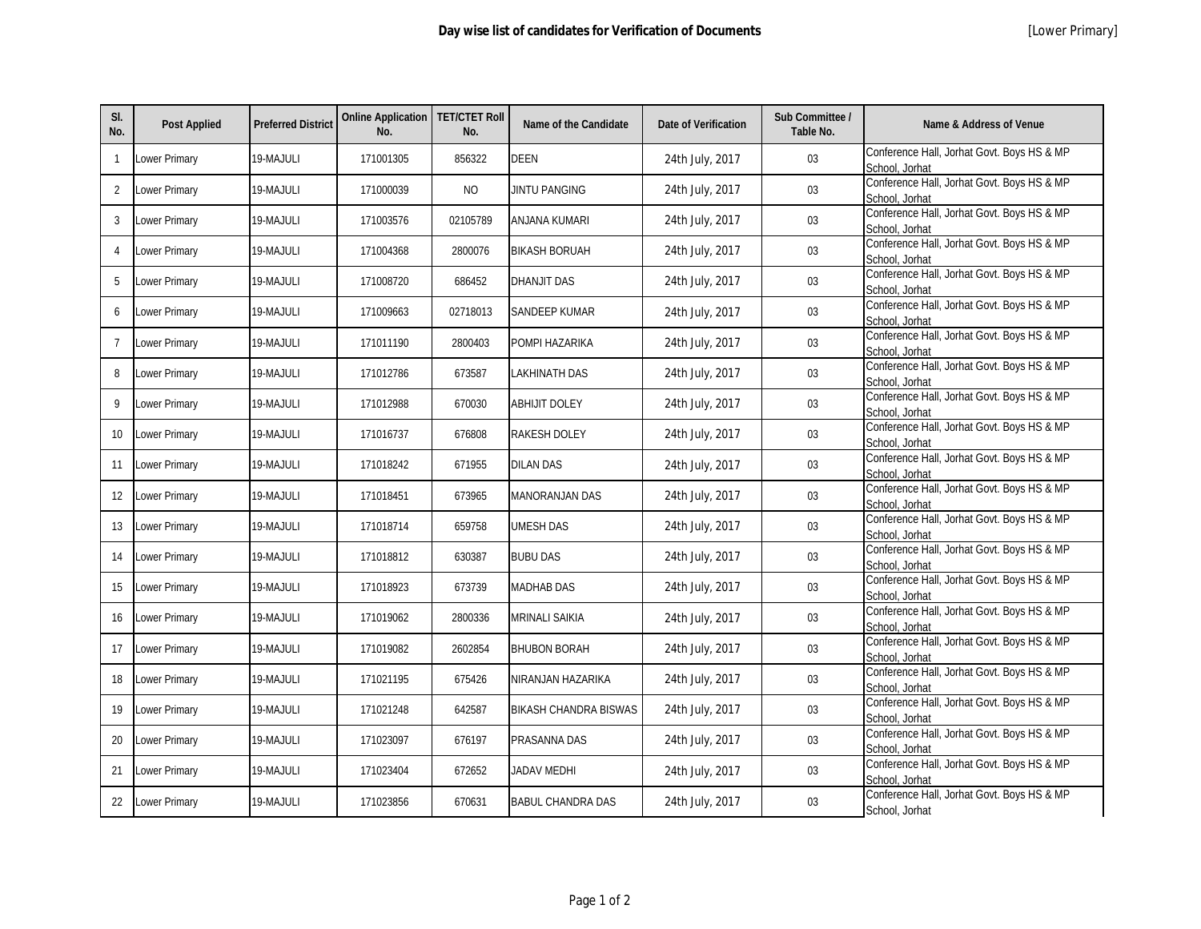# Day wise list of candidates for Verification of Documents

[Lower Primary]

| Sl. No. | Post Applied | Preferred District | Online Application No. | TET/CTET Roll No. | Name of the Candidate | Date of Verification | Sub Committee / Table No. | Name & Address of Venue |
|---|---|---|---|---|---|---|---|---|
| 1 | Lower Primary | 19-MAJULI | 171001305 | 856322 | DEEN | 24th July, 2017 | 03 | Conference Hall, Jorhat Govt. Boys HS & MP School, Jorhat |
| 2 | Lower Primary | 19-MAJULI | 171000039 | NO | JINTU PANGING | 24th July, 2017 | 03 | Conference Hall, Jorhat Govt. Boys HS & MP School, Jorhat |
| 3 | Lower Primary | 19-MAJULI | 171003576 | 02105789 | ANJANA KUMARI | 24th July, 2017 | 03 | Conference Hall, Jorhat Govt. Boys HS & MP School, Jorhat |
| 4 | Lower Primary | 19-MAJULI | 171004368 | 2800076 | BIKASH BORUAH | 24th July, 2017 | 03 | Conference Hall, Jorhat Govt. Boys HS & MP School, Jorhat |
| 5 | Lower Primary | 19-MAJULI | 171008720 | 686452 | DHANJIT DAS | 24th July, 2017 | 03 | Conference Hall, Jorhat Govt. Boys HS & MP School, Jorhat |
| 6 | Lower Primary | 19-MAJULI | 171009663 | 02718013 | SANDEEP KUMAR | 24th July, 2017 | 03 | Conference Hall, Jorhat Govt. Boys HS & MP School, Jorhat |
| 7 | Lower Primary | 19-MAJULI | 171011190 | 2800403 | POMPI HAZARIKA | 24th July, 2017 | 03 | Conference Hall, Jorhat Govt. Boys HS & MP School, Jorhat |
| 8 | Lower Primary | 19-MAJULI | 171012786 | 673587 | LAKHINATH DAS | 24th July, 2017 | 03 | Conference Hall, Jorhat Govt. Boys HS & MP School, Jorhat |
| 9 | Lower Primary | 19-MAJULI | 171012988 | 670030 | ABHIJIT DOLEY | 24th July, 2017 | 03 | Conference Hall, Jorhat Govt. Boys HS & MP School, Jorhat |
| 10 | Lower Primary | 19-MAJULI | 171016737 | 676808 | RAKESH DOLEY | 24th July, 2017 | 03 | Conference Hall, Jorhat Govt. Boys HS & MP School, Jorhat |
| 11 | Lower Primary | 19-MAJULI | 171018242 | 671955 | DILAN DAS | 24th July, 2017 | 03 | Conference Hall, Jorhat Govt. Boys HS & MP School, Jorhat |
| 12 | Lower Primary | 19-MAJULI | 171018451 | 673965 | MANORANJAN DAS | 24th July, 2017 | 03 | Conference Hall, Jorhat Govt. Boys HS & MP School, Jorhat |
| 13 | Lower Primary | 19-MAJULI | 171018714 | 659758 | UMESH DAS | 24th July, 2017 | 03 | Conference Hall, Jorhat Govt. Boys HS & MP School, Jorhat |
| 14 | Lower Primary | 19-MAJULI | 171018812 | 630387 | BUBU DAS | 24th July, 2017 | 03 | Conference Hall, Jorhat Govt. Boys HS & MP School, Jorhat |
| 15 | Lower Primary | 19-MAJULI | 171018923 | 673739 | MADHAB DAS | 24th July, 2017 | 03 | Conference Hall, Jorhat Govt. Boys HS & MP School, Jorhat |
| 16 | Lower Primary | 19-MAJULI | 171019062 | 2800336 | MRINALI SAIKIA | 24th July, 2017 | 03 | Conference Hall, Jorhat Govt. Boys HS & MP School, Jorhat |
| 17 | Lower Primary | 19-MAJULI | 171019082 | 2602854 | BHUBON BORAH | 24th July, 2017 | 03 | Conference Hall, Jorhat Govt. Boys HS & MP School, Jorhat |
| 18 | Lower Primary | 19-MAJULI | 171021195 | 675426 | NIRANJAN HAZARIKA | 24th July, 2017 | 03 | Conference Hall, Jorhat Govt. Boys HS & MP School, Jorhat |
| 19 | Lower Primary | 19-MAJULI | 171021248 | 642587 | BIKASH CHANDRA BISWAS | 24th July, 2017 | 03 | Conference Hall, Jorhat Govt. Boys HS & MP School, Jorhat |
| 20 | Lower Primary | 19-MAJULI | 171023097 | 676197 | PRASANNA DAS | 24th July, 2017 | 03 | Conference Hall, Jorhat Govt. Boys HS & MP School, Jorhat |
| 21 | Lower Primary | 19-MAJULI | 171023404 | 672652 | JADAV MEDHI | 24th July, 2017 | 03 | Conference Hall, Jorhat Govt. Boys HS & MP School, Jorhat |
| 22 | Lower Primary | 19-MAJULI | 171023856 | 670631 | BABUL CHANDRA DAS | 24th July, 2017 | 03 | Conference Hall, Jorhat Govt. Boys HS & MP School, Jorhat |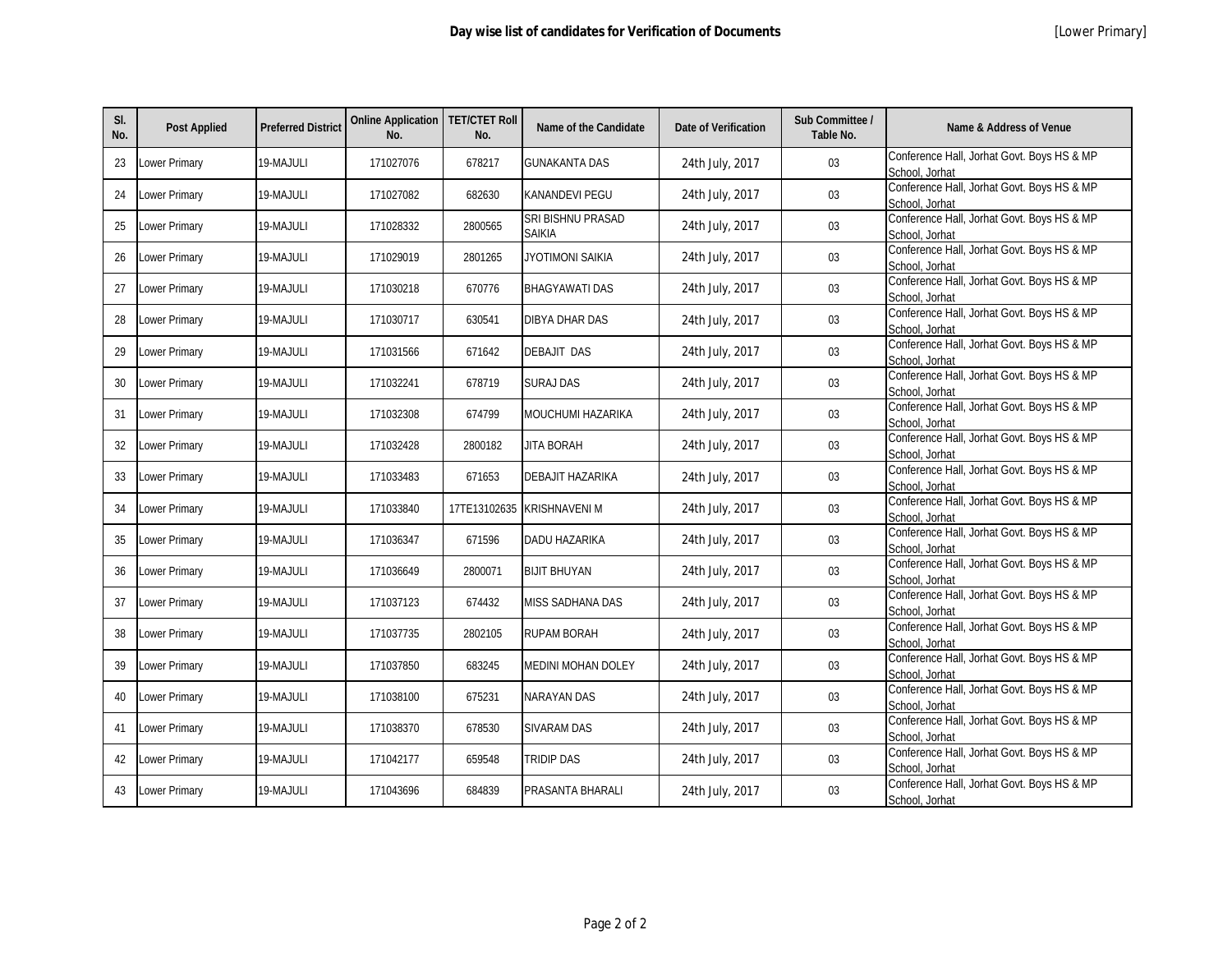## Day wise list of candidates for Verification of Documents

[Lower Primary]

| Sl. No. | Post Applied | Preferred District | Online Application No. | TET/CTET Roll No. | Name of the Candidate | Date of Verification | Sub Committee / Table No. | Name & Address of Venue |
|---|---|---|---|---|---|---|---|---|
| 23 | Lower Primary | 19-MAJULI | 171027076 | 678217 | GUNAKANTA DAS | 24th July, 2017 | 03 | Conference Hall, Jorhat Govt. Boys HS & MP School, Jorhat |
| 24 | Lower Primary | 19-MAJULI | 171027082 | 682630 | KANANDEVI PEGU | 24th July, 2017 | 03 | Conference Hall, Jorhat Govt. Boys HS & MP School, Jorhat |
| 25 | Lower Primary | 19-MAJULI | 171028332 | 2800565 | SRI BISHNU PRASAD SAIKIA | 24th July, 2017 | 03 | Conference Hall, Jorhat Govt. Boys HS & MP School, Jorhat |
| 26 | Lower Primary | 19-MAJULI | 171029019 | 2801265 | JYOTIMONI SAIKIA | 24th July, 2017 | 03 | Conference Hall, Jorhat Govt. Boys HS & MP School, Jorhat |
| 27 | Lower Primary | 19-MAJULI | 171030218 | 670776 | BHAGYAWATI DAS | 24th July, 2017 | 03 | Conference Hall, Jorhat Govt. Boys HS & MP School, Jorhat |
| 28 | Lower Primary | 19-MAJULI | 171030717 | 630541 | DIBYA DHAR DAS | 24th July, 2017 | 03 | Conference Hall, Jorhat Govt. Boys HS & MP School, Jorhat |
| 29 | Lower Primary | 19-MAJULI | 171031566 | 671642 | DEBAJIT DAS | 24th July, 2017 | 03 | Conference Hall, Jorhat Govt. Boys HS & MP School, Jorhat |
| 30 | Lower Primary | 19-MAJULI | 171032241 | 678719 | SURAJ DAS | 24th July, 2017 | 03 | Conference Hall, Jorhat Govt. Boys HS & MP School, Jorhat |
| 31 | Lower Primary | 19-MAJULI | 171032308 | 674799 | MOUCHUMI HAZARIKA | 24th July, 2017 | 03 | Conference Hall, Jorhat Govt. Boys HS & MP School, Jorhat |
| 32 | Lower Primary | 19-MAJULI | 171032428 | 2800182 | JITA BORAH | 24th July, 2017 | 03 | Conference Hall, Jorhat Govt. Boys HS & MP School, Jorhat |
| 33 | Lower Primary | 19-MAJULI | 171033483 | 671653 | DEBAJIT HAZARIKA | 24th July, 2017 | 03 | Conference Hall, Jorhat Govt. Boys HS & MP School, Jorhat |
| 34 | Lower Primary | 19-MAJULI | 171033840 | 17TE13102635 | KRISHNAVENI M | 24th July, 2017 | 03 | Conference Hall, Jorhat Govt. Boys HS & MP School, Jorhat |
| 35 | Lower Primary | 19-MAJULI | 171036347 | 671596 | DADU HAZARIKA | 24th July, 2017 | 03 | Conference Hall, Jorhat Govt. Boys HS & MP School, Jorhat |
| 36 | Lower Primary | 19-MAJULI | 171036649 | 2800071 | BIJIT BHUYAN | 24th July, 2017 | 03 | Conference Hall, Jorhat Govt. Boys HS & MP School, Jorhat |
| 37 | Lower Primary | 19-MAJULI | 171037123 | 674432 | MISS SADHANA DAS | 24th July, 2017 | 03 | Conference Hall, Jorhat Govt. Boys HS & MP School, Jorhat |
| 38 | Lower Primary | 19-MAJULI | 171037735 | 2802105 | RUPAM BORAH | 24th July, 2017 | 03 | Conference Hall, Jorhat Govt. Boys HS & MP School, Jorhat |
| 39 | Lower Primary | 19-MAJULI | 171037850 | 683245 | MEDINI MOHAN DOLEY | 24th July, 2017 | 03 | Conference Hall, Jorhat Govt. Boys HS & MP School, Jorhat |
| 40 | Lower Primary | 19-MAJULI | 171038100 | 675231 | NARAYAN DAS | 24th July, 2017 | 03 | Conference Hall, Jorhat Govt. Boys HS & MP School, Jorhat |
| 41 | Lower Primary | 19-MAJULI | 171038370 | 678530 | SIVARAM DAS | 24th July, 2017 | 03 | Conference Hall, Jorhat Govt. Boys HS & MP School, Jorhat |
| 42 | Lower Primary | 19-MAJULI | 171042177 | 659548 | TRIDIP DAS | 24th July, 2017 | 03 | Conference Hall, Jorhat Govt. Boys HS & MP School, Jorhat |
| 43 | Lower Primary | 19-MAJULI | 171043696 | 684839 | PRASANTA BHARALI | 24th July, 2017 | 03 | Conference Hall, Jorhat Govt. Boys HS & MP School, Jorhat |